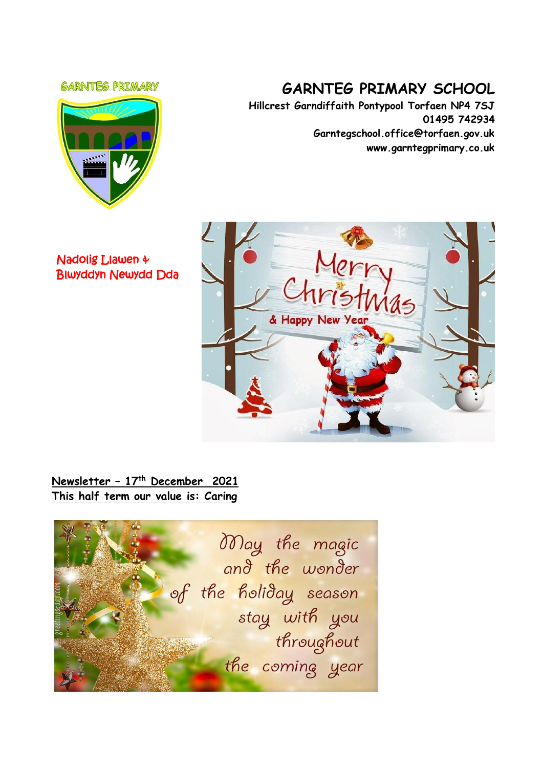# GARNTEG PRIMARY SCHOOL

**Hillcrest Garndiffaith Pontypool Torfaen NP4 7SJ**
**01495 742934**
**Garntegschool.office@torfaen.gov.uk**
**www.garntegprimary.co.uk**

Nadolig Llawen & Blwyddyn Newydd Dda

**Newsletter – 17th December 2021**
**This half term our value is: Caring**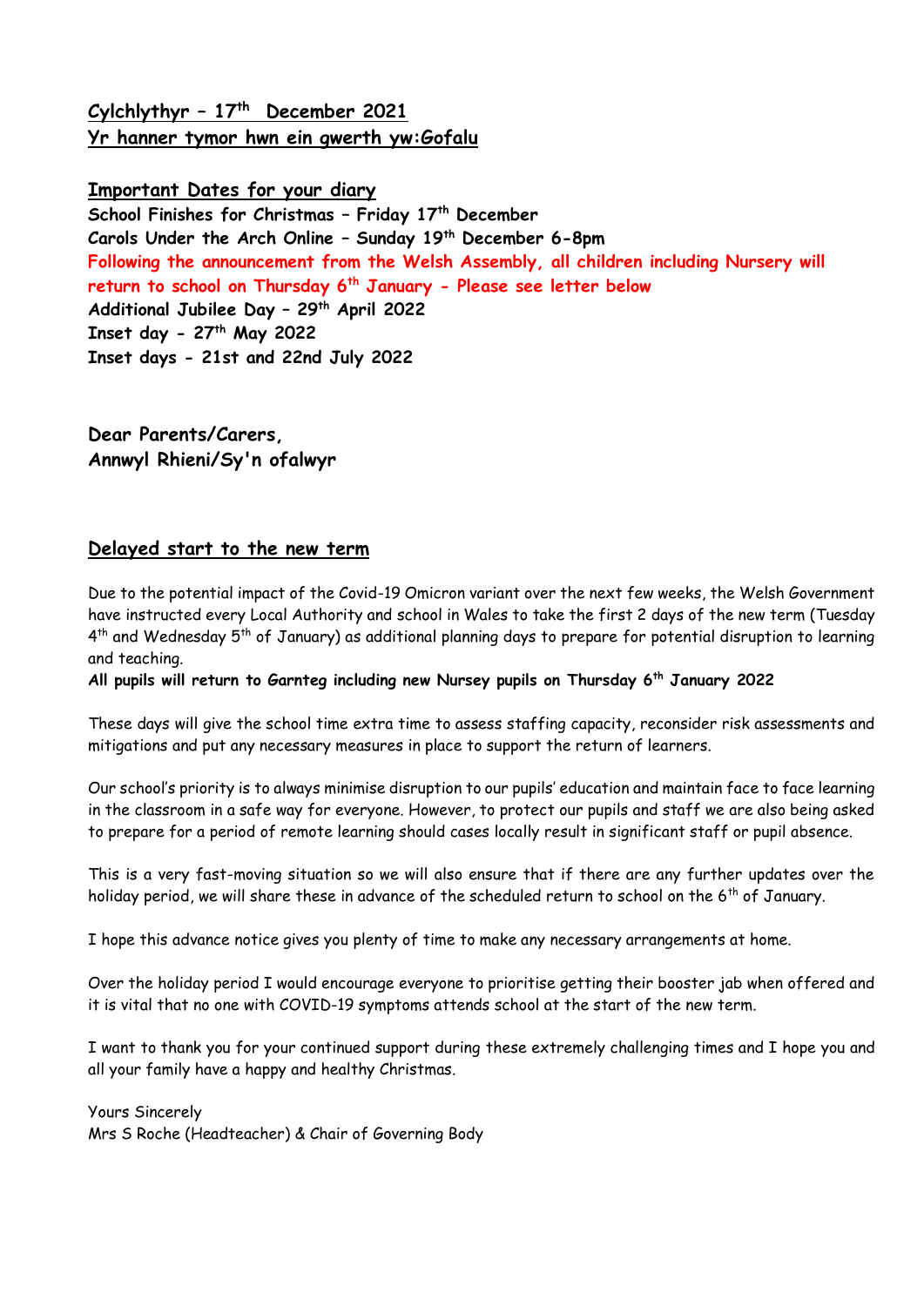**Cylchlythyr – 17th December 2021**
**Yr hanner tymor hwn ein gwerth yw:Gofalu**

**Important Dates for your diary**

**School Finishes for Christmas – Friday 17th December**
**Carols Under the Arch Online – Sunday 19th December 6-8pm**
**Following the announcement from the Welsh Assembly, all children including Nursery will return to school on Thursday 6th January - Please see letter below**
**Additional Jubilee Day – 29th April 2022**
**Inset day - 27th May 2022**
**Inset days - 21st and 22nd July 2022**

**Dear Parents/Carers,**
**Annwyl Rhieni/Sy'n ofalwyr**

## Delayed start to the new term

Due to the potential impact of the Covid-19 Omicron variant over the next few weeks, the Welsh Government have instructed every Local Authority and school in Wales to take the first 2 days of the new term (Tuesday 4th and Wednesday 5th of January) as additional planning days to prepare for potential disruption to learning and teaching.

**All pupils will return to Garnteg including new Nursey pupils on Thursday 6th January 2022**

These days will give the school time extra time to assess staffing capacity, reconsider risk assessments and mitigations and put any necessary measures in place to support the return of learners.

Our school's priority is to always minimise disruption to our pupils' education and maintain face to face learning in the classroom in a safe way for everyone. However, to protect our pupils and staff we are also being asked to prepare for a period of remote learning should cases locally result in significant staff or pupil absence.

This is a very fast-moving situation so we will also ensure that if there are any further updates over the holiday period, we will share these in advance of the scheduled return to school on the 6th of January.

I hope this advance notice gives you plenty of time to make any necessary arrangements at home.

Over the holiday period I would encourage everyone to prioritise getting their booster jab when offered and it is vital that no one with COVID-19 symptoms attends school at the start of the new term.

I want to thank you for your continued support during these extremely challenging times and I hope you and all your family have a happy and healthy Christmas.

Yours Sincerely
Mrs S Roche (Headteacher) & Chair of Governing Body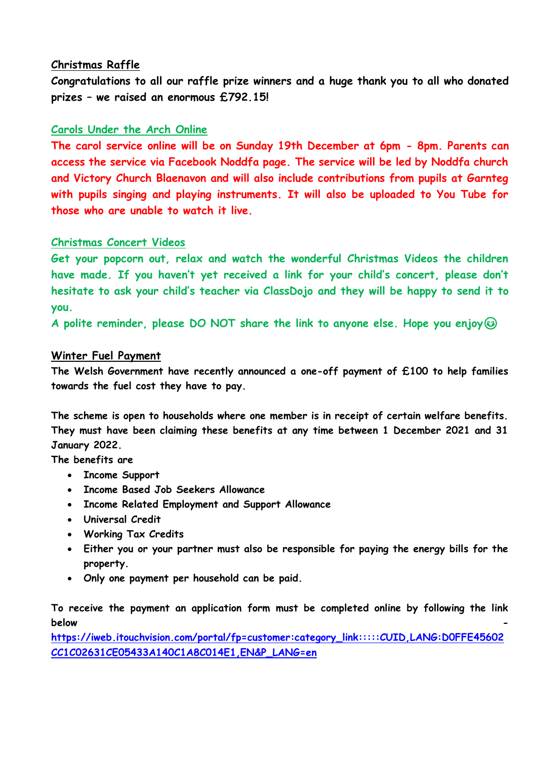## Christmas Raffle

**Congratulations to all our raffle prize winners and a huge thank you to all who donated prizes – we raised an enormous £792.15!**

## Carols Under the Arch Online

**The carol service online will be on Sunday 19th December at 6pm - 8pm. Parents can access the service via Facebook Noddfa page. The service will be led by Noddfa church and Victory Church Blaenavon and will also include contributions from pupils at Garnteg with pupils singing and playing instruments. It will also be uploaded to You Tube for those who are unable to watch it live.**

## Christmas Concert Videos

**Get your popcorn out, relax and watch the wonderful Christmas Videos the children have made. If you haven't yet received a link for your child's concert, please don't hesitate to ask your child's teacher via ClassDojo and they will be happy to send it to you.**

**A polite reminder, please DO NOT share the link to anyone else. Hope you enjoy😉**

## Winter Fuel Payment

The Welsh Government have recently announced a one-off payment of £100 to help families towards the fuel cost they have to pay.

The scheme is open to households where one member is in receipt of certain welfare benefits. They must have been claiming these benefits at any time between 1 December 2021 and 31 January 2022.

The benefits are

- Income Support
- Income Based Job Seekers Allowance
- Income Related Employment and Support Allowance
- Universal Credit
- Working Tax Credits
- Either you or your partner must also be responsible for paying the energy bills for the property.
- Only one payment per household can be paid.

To receive the payment an application form must be completed online by following the link below - https://iweb.itouchvision.com/portal/fp=customer:category_link:::::CUID,LANG:D0FFE45602CC1C02631CE05433A140C1A8C014E1,EN&P_LANG=en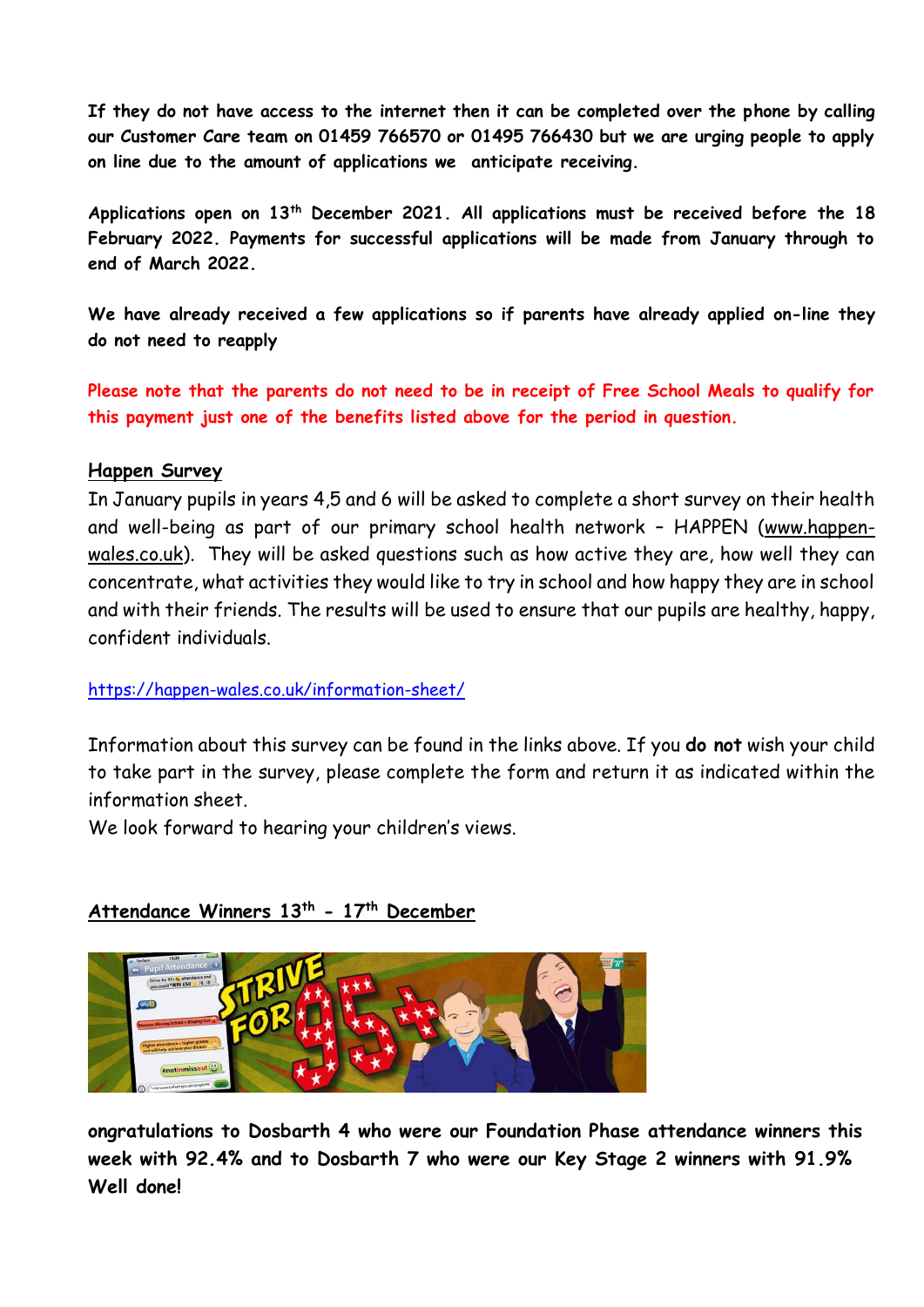**If they do not have access to the internet then it can be completed over the phone by calling our Customer Care team on 01459 766570 or 01495 766430 but we are urging people to apply on line due to the amount of applications we anticipate receiving.**

**Applications open on 13th December 2021. All applications must be received before the 18 February 2022. Payments for successful applications will be made from January through to end of March 2022.**

**We have already received a few applications so if parents have already applied on-line they do not need to reapply**

**Please note that the parents do not need to be in receipt of Free School Meals to qualify for this payment just one of the benefits listed above for the period in question.**

## Happen Survey

In January pupils in years 4,5 and 6 will be asked to complete a short survey on their health and well-being as part of our primary school health network – HAPPEN (www.happen-wales.co.uk). They will be asked questions such as how active they are, how well they can concentrate, what activities they would like to try in school and how happy they are in school and with their friends. The results will be used to ensure that our pupils are healthy, happy, confident individuals.

https://happen-wales.co.uk/information-sheet/

Information about this survey can be found in the links above. If you **do not** wish your child to take part in the survey, please complete the form and return it as indicated within the information sheet.

We look forward to hearing your children's views.

## Attendance Winners 13th - 17th December

**ongratulations to Dosbarth 4 who were our Foundation Phase attendance winners this week with 92.4% and to Dosbarth 7 who were our Key Stage 2 winners with 91.9% Well done!**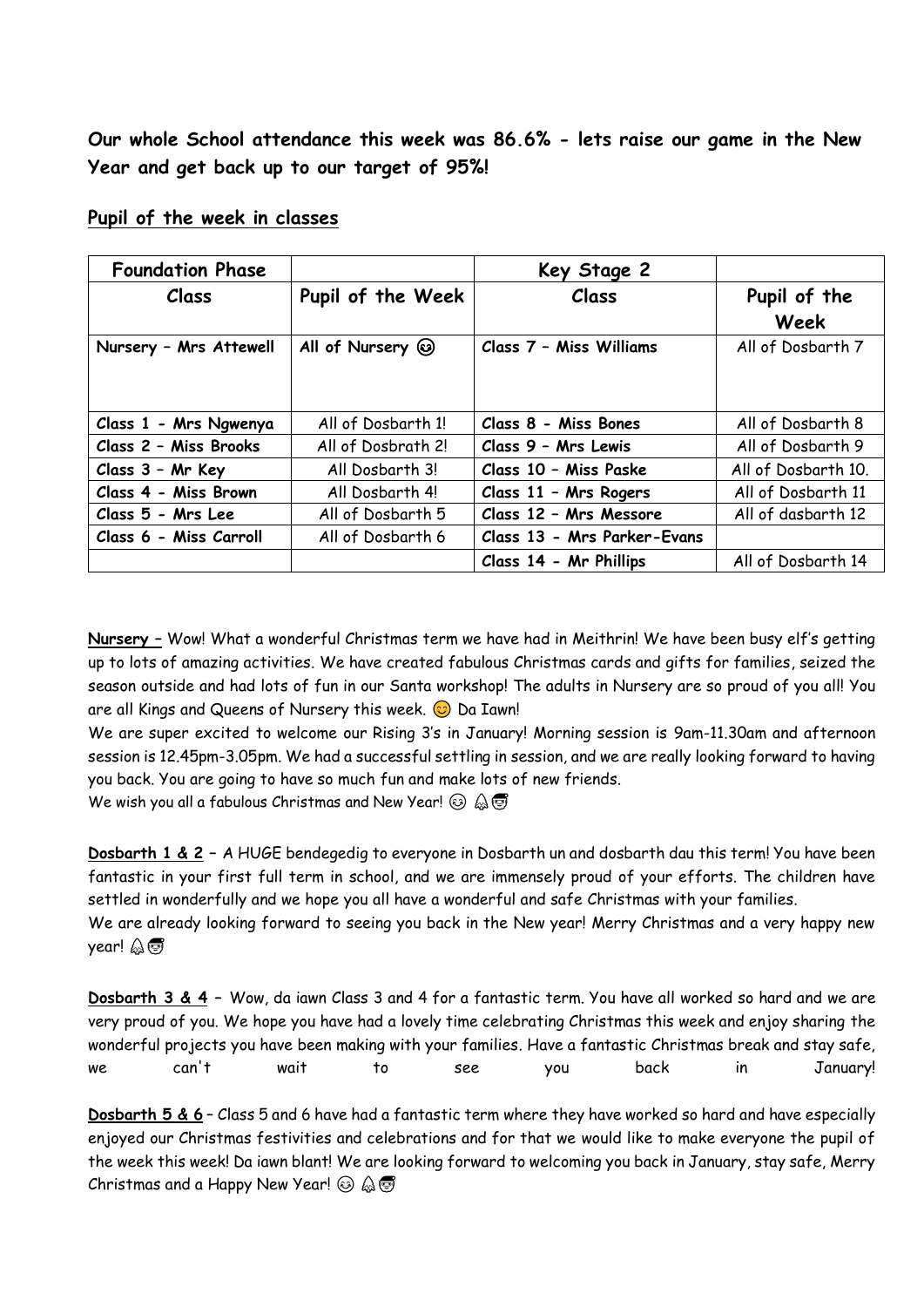**Our whole School attendance this week was 86.6% - lets raise our game in the New Year and get back up to our target of 95%!**

**Pupil of the week in classes**

| Foundation Phase | | Key Stage 2 | |
|---|---|---|---|
| Class | Pupil of the Week | Class | Pupil of the Week |
| Nursery – Mrs Attewell | All of Nursery 😉 | Class 7 – Miss Williams | All of Dosbarth 7 |
| Class 1 - Mrs Ngwenya | All of Dosbarth 1! | Class 8 - Miss Bones | All of Dosbarth 8 |
| Class 2 – Miss Brooks | All of Dosbrath 2! | Class 9 – Mrs Lewis | All of Dosbarth 9 |
| Class 3 – Mr Key | All Dosbarth 3! | Class 10 – Miss Paske | All of Dosbarth 10. |
| Class 4 - Miss Brown | All Dosbarth 4! | Class 11 – Mrs Rogers | All of Dosbarth 11 |
| Class 5 - Mrs Lee | All of Dosbarth 5 | Class 12 – Mrs Messore | All of dasbarth 12 |
| Class 6 - Miss Carroll | All of Dosbarth 6 | Class 13 - Mrs Parker-Evans | |
| | | Class 14 - Mr Phillips | All of Dosbarth 14 |

**Nursery –** Wow! What a wonderful Christmas term we have had in Meithrin! We have been busy elf's getting up to lots of amazing activities. We have created fabulous Christmas cards and gifts for families, seized the season outside and had lots of fun in our Santa workshop! The adults in Nursery are so proud of you all! You are all Kings and Queens of Nursery this week. 😊 Da Iawn!

We are super excited to welcome our Rising 3's in January! Morning session is 9am-11.30am and afternoon session is 12.45pm-3.05pm. We had a successful settling in session, and we are really looking forward to having you back. You are going to have so much fun and make lots of new friends.

We wish you all a fabulous Christmas and New Year! 😉 🎄🎅

**Dosbarth 1 & 2** – A HUGE bendegedig to everyone in Dosbarth un and dosbarth dau this term! You have been fantastic in your first full term in school, and we are immensely proud of your efforts. The children have settled in wonderfully and we hope you all have a wonderful and safe Christmas with your families.

We are already looking forward to seeing you back in the New year! Merry Christmas and a very happy new year! 🎄🎅

**Dosbarth 3 & 4** – Wow, da iawn Class 3 and 4 for a fantastic term. You have all worked so hard and we are very proud of you. We hope you have had a lovely time celebrating Christmas this week and enjoy sharing the wonderful projects you have been making with your families. Have a fantastic Christmas break and stay safe, we can't wait to see you back in January!

**Dosbarth 5 & 6** – Class 5 and 6 have had a fantastic term where they have worked so hard and have especially enjoyed our Christmas festivities and celebrations and for that we would like to make everyone the pupil of the week this week! Da iawn blant! We are looking forward to welcoming you back in January, stay safe, Merry Christmas and a Happy New Year! 😉 🎄🎅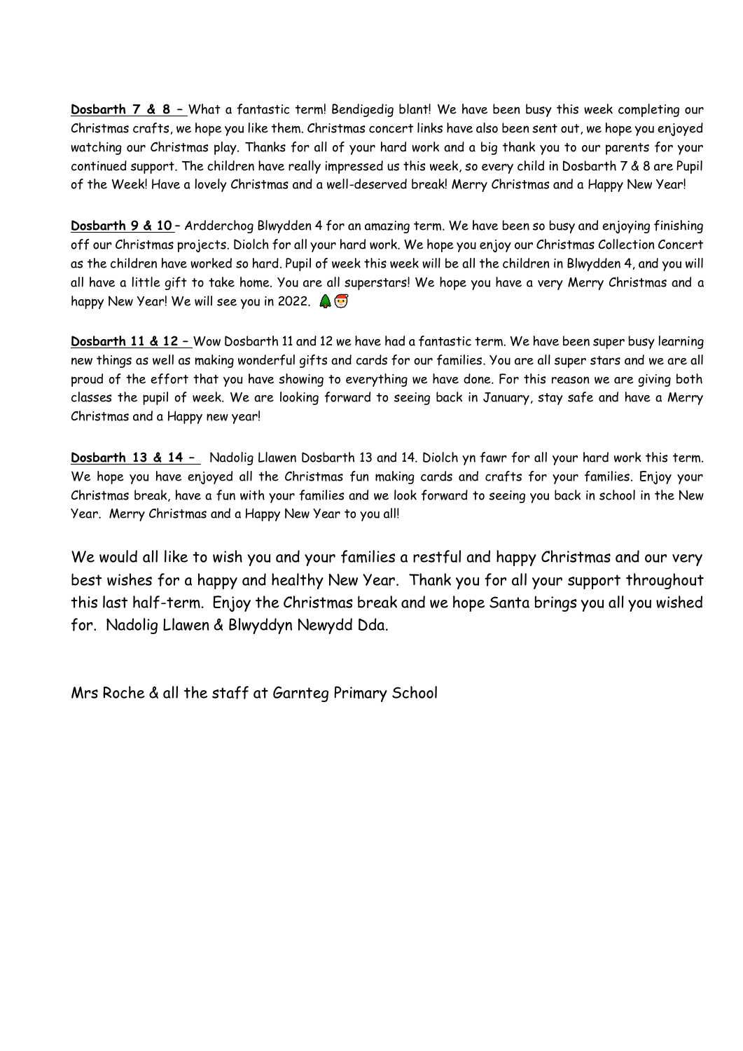**Dosbarth 7 & 8 –** What a fantastic term! Bendigedig blant! We have been busy this week completing our Christmas crafts, we hope you like them. Christmas concert links have also been sent out, we hope you enjoyed watching our Christmas play. Thanks for all of your hard work and a big thank you to our parents for your continued support. The children have really impressed us this week, so every child in Dosbarth 7 & 8 are Pupil of the Week! Have a lovely Christmas and a well-deserved break! Merry Christmas and a Happy New Year!

**Dosbarth 9 & 10** – Ardderchog Blwydden 4 for an amazing term. We have been so busy and enjoying finishing off our Christmas projects. Diolch for all your hard work. We hope you enjoy our Christmas Collection Concert as the children have worked so hard. Pupil of week this week will be all the children in Blwydden 4, and you will all have a little gift to take home. You are all superstars! We hope you have a very Merry Christmas and a happy New Year! We will see you in 2022. 🎄🎅

**Dosbarth 11 & 12 –** Wow Dosbarth 11 and 12 we have had a fantastic term. We have been super busy learning new things as well as making wonderful gifts and cards for our families. You are all super stars and we are all proud of the effort that you have showing to everything we have done. For this reason we are giving both classes the pupil of week. We are looking forward to seeing back in January, stay safe and have a Merry Christmas and a Happy new year!

**Dosbarth 13 & 14 –** Nadolig Llawen Dosbarth 13 and 14. Diolch yn fawr for all your hard work this term. We hope you have enjoyed all the Christmas fun making cards and crafts for your families. Enjoy your Christmas break, have a fun with your families and we look forward to seeing you back in school in the New Year. Merry Christmas and a Happy New Year to you all!

We would all like to wish you and your families a restful and happy Christmas and our very best wishes for a happy and healthy New Year. Thank you for all your support throughout this last half-term. Enjoy the Christmas break and we hope Santa brings you all you wished for. Nadolig Llawen & Blwyddyn Newydd Dda.

Mrs Roche & all the staff at Garnteg Primary School